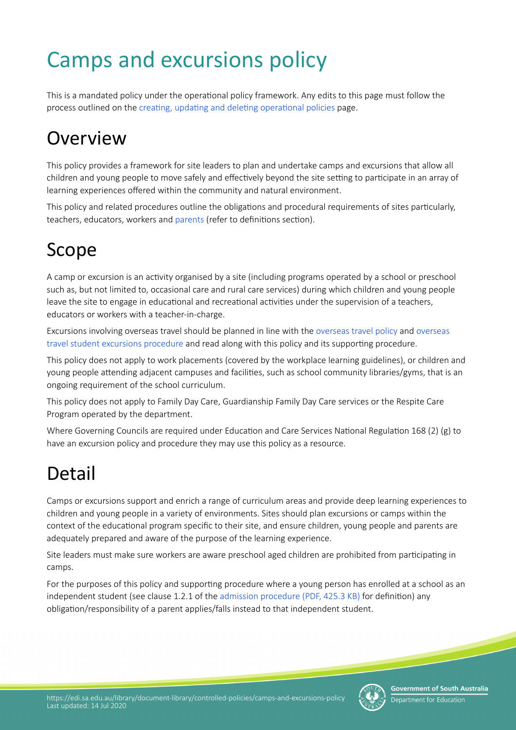# Camps and excursions policy

This is a mandated policy under the operational policy framework. Any edits to this page must follow the process outlined on the creating, updating and deleting operational policies page.

## Overview

This policy provides a framework for site leaders to plan and undertake camps and excursions that allow all children and young people to move safely and effectively beyond the site setting to participate in an array of learning experiences offered within the community and natural environment.

This policy and related procedures outline the obligations and procedural requirements of sites particularly, teachers, educators, workers and parents (refer to definitions section).

## Scope

A camp or excursion is an activity organised by a site (including programs operated by a school or preschool such as, but not limited to, occasional care and rural care services) during which children and young people leave the site to engage in educational and recreational activities under the supervision of a teachers, educators or workers with a teacher-in-charge.

Excursions involving overseas travel should be planned in line with the overseas travel policy and overseas travel student excursions procedure and read along with this policy and its supporting procedure.

This policy does not apply to work placements (covered by the workplace learning guidelines), or children and young people attending adjacent campuses and facilities, such as school community libraries/gyms, that is an ongoing requirement of the school curriculum.

This policy does not apply to Family Day Care, Guardianship Family Day Care services or the Respite Care Program operated by the department.

Where Governing Councils are required under Education and Care Services National Regulation 168 (2) (g) to have an excursion policy and procedure they may use this policy as a resource.

## Detail

Camps or excursions support and enrich a range of curriculum areas and provide deep learning experiences to children and young people in a variety of environments. Sites should plan excursions or camps within the context of the educational program specific to their site, and ensure children, young people and parents are adequately prepared and aware of the purpose of the learning experience.

Site leaders must make sure workers are aware preschool aged children are prohibited from participating in camps.

For the purposes of this policy and supporting procedure where a young person has enrolled at a school as an independent student (see clause 1.2.1 of the admission procedure (PDF, 425.3 KB) for definition) any obligation/responsibility of a parent applies/falls instead to that independent student.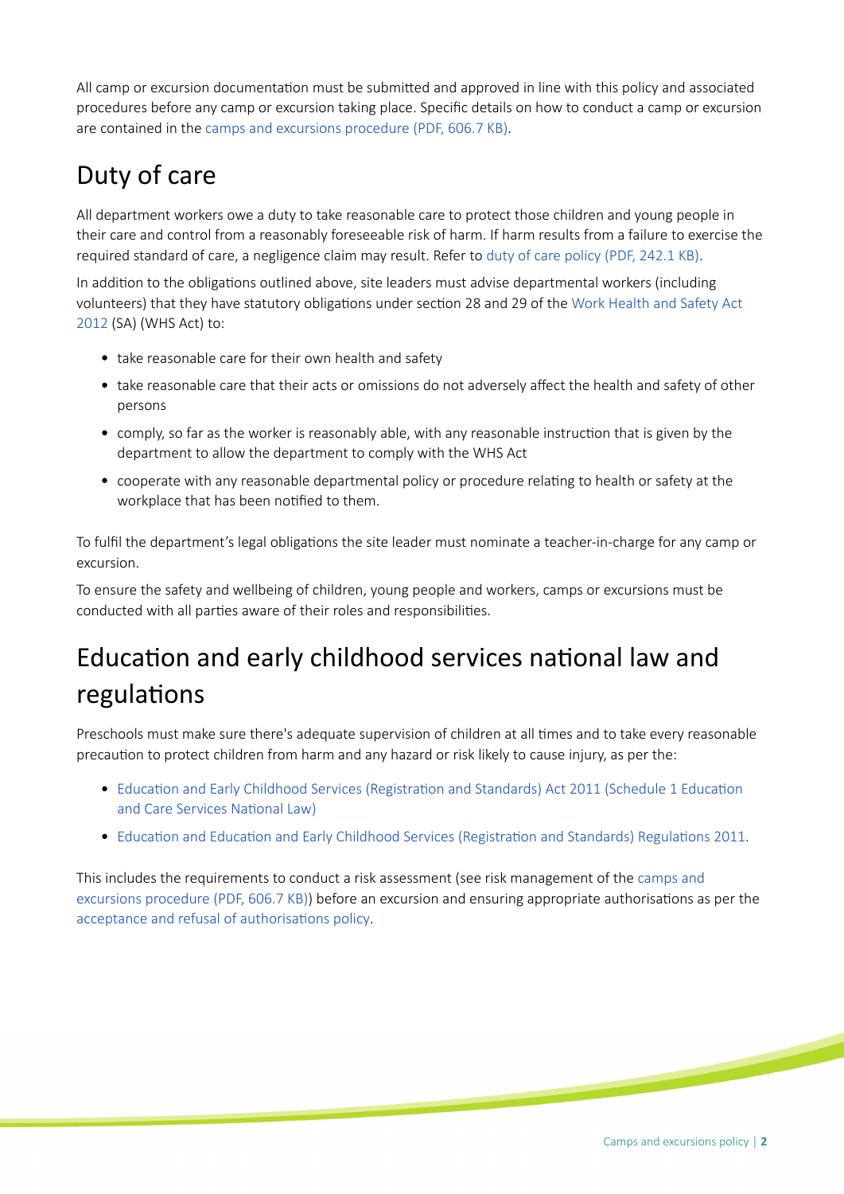All camp or excursion documentation must be submitted and approved in line with this policy and associated procedures before any camp or excursion taking place. Specific details on how to conduct a camp or excursion are contained in the camps and excursions procedure (PDF, 606.7 KB).

## Duty of care

All department workers owe a duty to take reasonable care to protect those children and young people in their care and control from a reasonably foreseeable risk of harm. If harm results from a failure to exercise the required standard of care, a negligence claim may result. Refer to duty of care policy (PDF, 242.1 KB).

In addition to the obligations outlined above, site leaders must advise departmental workers (including volunteers) that they have statutory obligations under section 28 and 29 of the Work Health and Safety Act 2012 (SA) (WHS Act) to:

- take reasonable care for their own health and safety
- take reasonable care that their acts or omissions do not adversely affect the health and safety of other persons
- comply, so far as the worker is reasonably able, with any reasonable instruction that is given by the department to allow the department to comply with the WHS Act
- cooperate with any reasonable departmental policy or procedure relating to health or safety at the workplace that has been notified to them.

To fulfil the department's legal obligations the site leader must nominate a teacher-in-charge for any camp or excursion.

To ensure the safety and wellbeing of children, young people and workers, camps or excursions must be conducted with all parties aware of their roles and responsibilities.

## Education and early childhood services national law and regulations

Preschools must make sure there's adequate supervision of children at all times and to take every reasonable precaution to protect children from harm and any hazard or risk likely to cause injury, as per the:

- Education and Early Childhood Services (Registration and Standards) Act 2011 (Schedule 1 Education and Care Services National Law)
- Education and Education and Early Childhood Services (Registration and Standards) Regulations 2011.

This includes the requirements to conduct a risk assessment (see risk management of the camps and excursions procedure (PDF, 606.7 KB)) before an excursion and ensuring appropriate authorisations as per the acceptance and refusal of authorisations policy.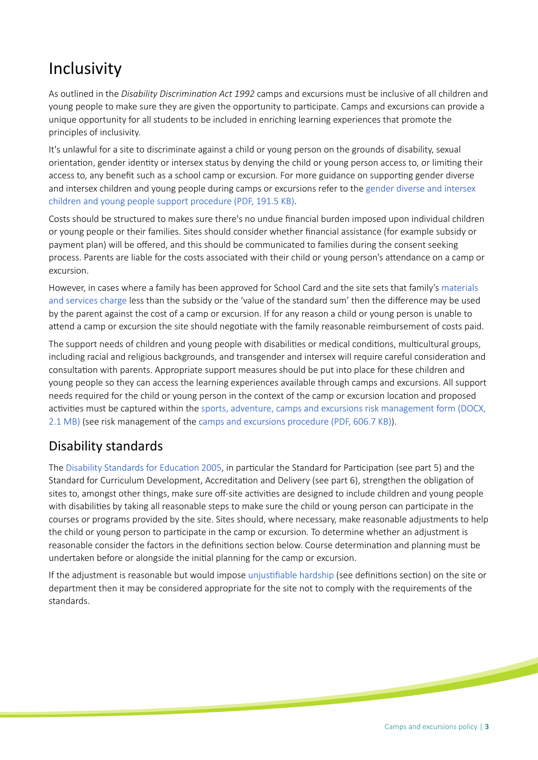# Inclusivity

As outlined in the *Disability Discrimination Act 1992* camps and excursions must be inclusive of all children and young people to make sure they are given the opportunity to participate. Camps and excursions can provide a unique opportunity for all students to be included in enriching learning experiences that promote the principles of inclusivity.

It's unlawful for a site to discriminate against a child or young person on the grounds of disability, sexual orientation, gender identity or intersex status by denying the child or young person access to, or limiting their access to, any benefit such as a school camp or excursion. For more guidance on supporting gender diverse and intersex children and young people during camps or excursions refer to the gender diverse and intersex children and young people support procedure (PDF, 191.5 KB).

Costs should be structured to makes sure there's no undue financial burden imposed upon individual children or young people or their families. Sites should consider whether financial assistance (for example subsidy or payment plan) will be offered, and this should be communicated to families during the consent seeking process. Parents are liable for the costs associated with their child or young person's attendance on a camp or excursion.

However, in cases where a family has been approved for School Card and the site sets that family's materials and services charge less than the subsidy or the 'value of the standard sum' then the difference may be used by the parent against the cost of a camp or excursion. If for any reason a child or young person is unable to attend a camp or excursion the site should negotiate with the family reasonable reimbursement of costs paid.

The support needs of children and young people with disabilities or medical conditions, multicultural groups, including racial and religious backgrounds, and transgender and intersex will require careful consideration and consultation with parents. Appropriate support measures should be put into place for these children and young people so they can access the learning experiences available through camps and excursions. All support needs required for the child or young person in the context of the camp or excursion location and proposed activities must be captured within the sports, adventure, camps and excursions risk management form (DOCX, 2.1 MB) (see risk management of the camps and excursions procedure (PDF, 606.7 KB)).

## Disability standards

The Disability Standards for Education 2005, in particular the Standard for Participation (see part 5) and the Standard for Curriculum Development, Accreditation and Delivery (see part 6), strengthen the obligation of sites to, amongst other things, make sure off-site activities are designed to include children and young people with disabilities by taking all reasonable steps to make sure the child or young person can participate in the courses or programs provided by the site. Sites should, where necessary, make reasonable adjustments to help the child or young person to participate in the camp or excursion. To determine whether an adjustment is reasonable consider the factors in the definitions section below. Course determination and planning must be undertaken before or alongside the initial planning for the camp or excursion.

If the adjustment is reasonable but would impose unjustifiable hardship (see definitions section) on the site or department then it may be considered appropriate for the site not to comply with the requirements of the standards.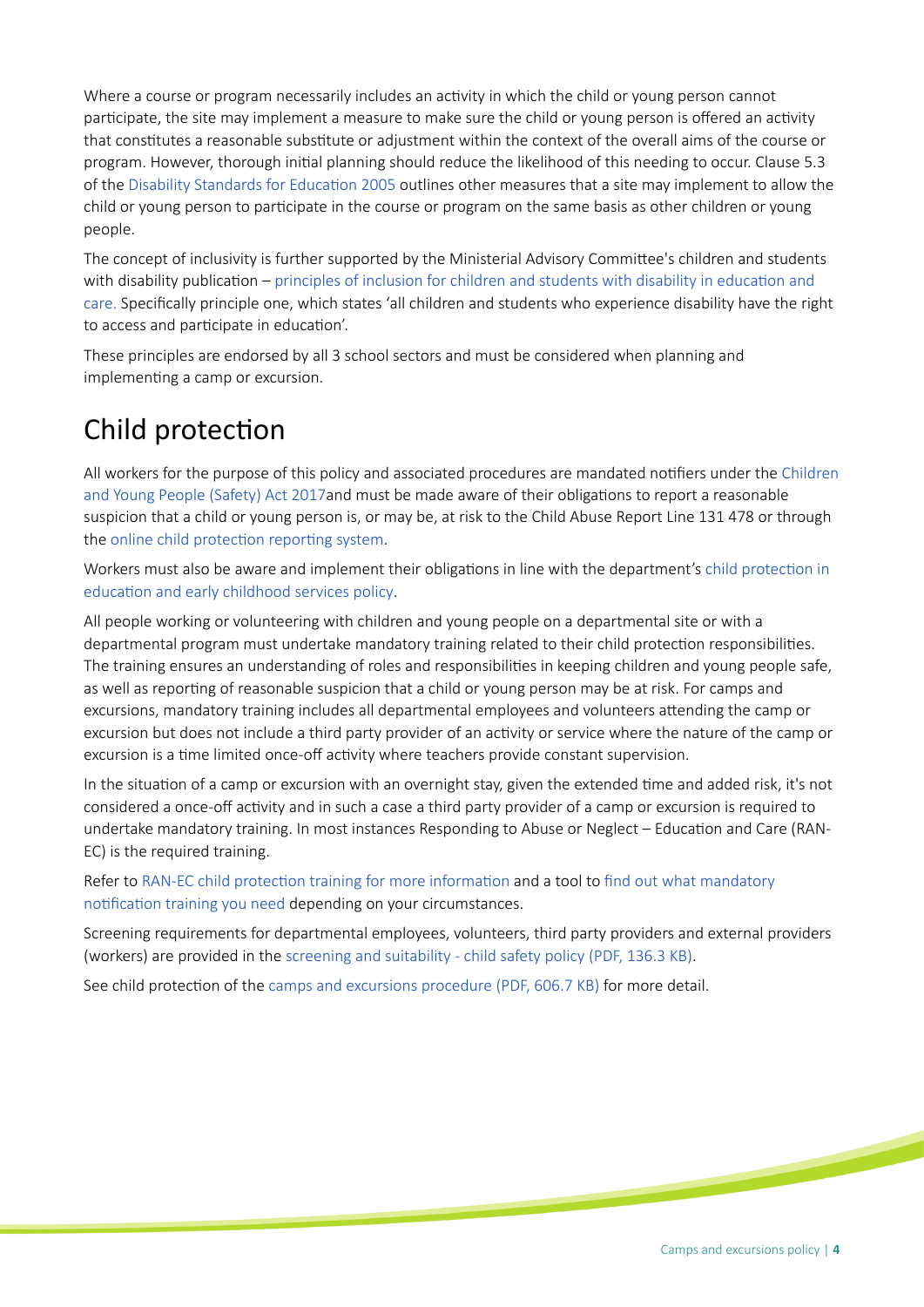Where a course or program necessarily includes an activity in which the child or young person cannot participate, the site may implement a measure to make sure the child or young person is offered an activity that constitutes a reasonable substitute or adjustment within the context of the overall aims of the course or program. However, thorough initial planning should reduce the likelihood of this needing to occur. Clause 5.3 of the Disability Standards for Education 2005 outlines other measures that a site may implement to allow the child or young person to participate in the course or program on the same basis as other children or young people.

The concept of inclusivity is further supported by the Ministerial Advisory Committee's children and students with disability publication – principles of inclusion for children and students with disability in education and care. Specifically principle one, which states 'all children and students who experience disability have the right to access and participate in education'.

These principles are endorsed by all 3 school sectors and must be considered when planning and implementing a camp or excursion.

## Child protection

All workers for the purpose of this policy and associated procedures are mandated notifiers under the Children and Young People (Safety) Act 2017and must be made aware of their obligations to report a reasonable suspicion that a child or young person is, or may be, at risk to the Child Abuse Report Line 131 478 or through the online child protection reporting system.

Workers must also be aware and implement their obligations in line with the department's child protection in education and early childhood services policy.

All people working or volunteering with children and young people on a departmental site or with a departmental program must undertake mandatory training related to their child protection responsibilities. The training ensures an understanding of roles and responsibilities in keeping children and young people safe, as well as reporting of reasonable suspicion that a child or young person may be at risk. For camps and excursions, mandatory training includes all departmental employees and volunteers attending the camp or excursion but does not include a third party provider of an activity or service where the nature of the camp or excursion is a time limited once-off activity where teachers provide constant supervision.

In the situation of a camp or excursion with an overnight stay, given the extended time and added risk, it's not considered a once-off activity and in such a case a third party provider of a camp or excursion is required to undertake mandatory training. In most instances Responding to Abuse or Neglect – Education and Care (RAN-EC) is the required training.

Refer to RAN-EC child protection training for more information and a tool to find out what mandatory notification training you need depending on your circumstances.

Screening requirements for departmental employees, volunteers, third party providers and external providers (workers) are provided in the screening and suitability - child safety policy (PDF, 136.3 KB).

See child protection of the camps and excursions procedure (PDF, 606.7 KB) for more detail.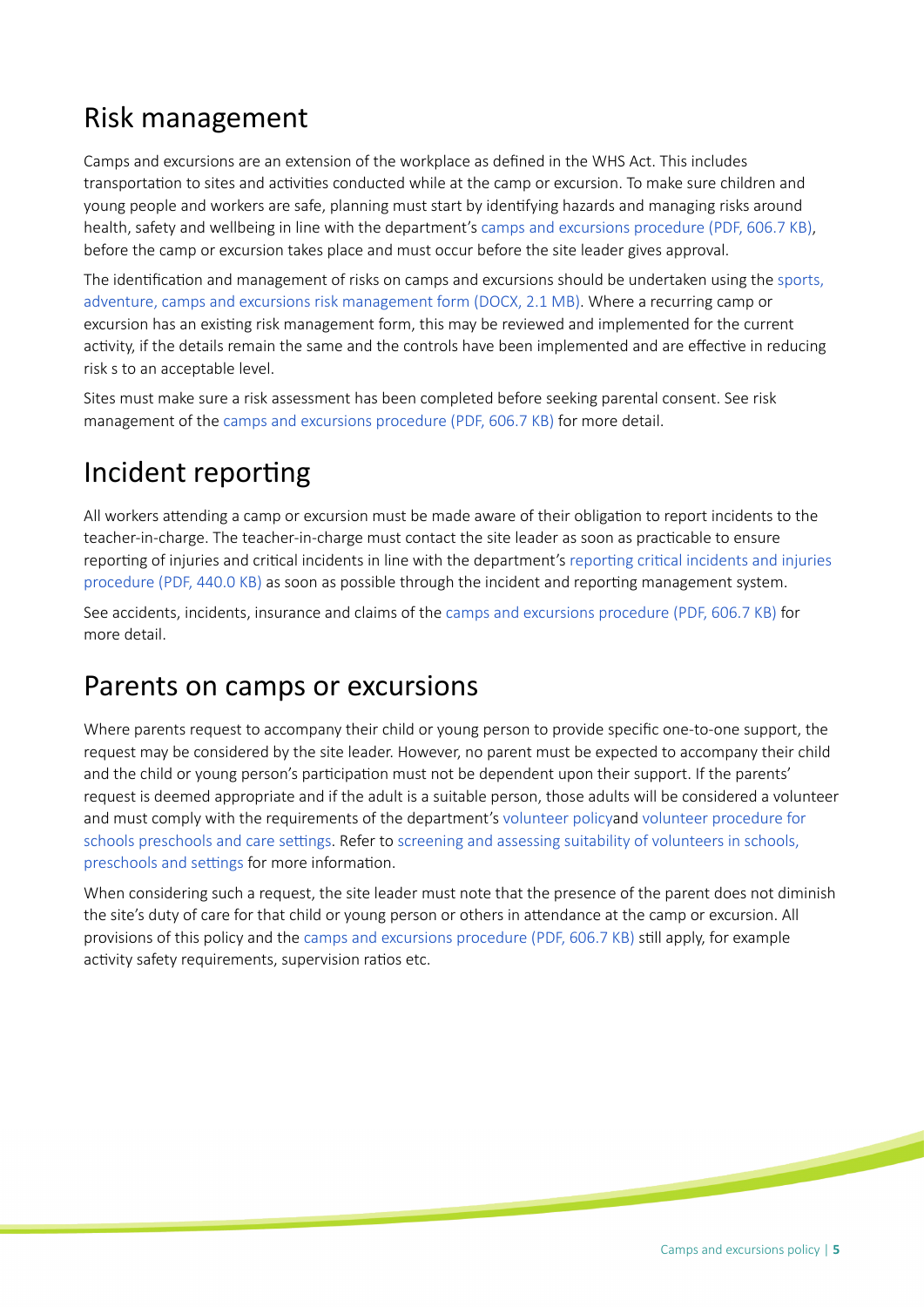## Risk management

Camps and excursions are an extension of the workplace as defined in the WHS Act. This includes transportation to sites and activities conducted while at the camp or excursion. To make sure children and young people and workers are safe, planning must start by identifying hazards and managing risks around health, safety and wellbeing in line with the department's camps and excursions procedure (PDF, 606.7 KB), before the camp or excursion takes place and must occur before the site leader gives approval.

The identification and management of risks on camps and excursions should be undertaken using the sports, adventure, camps and excursions risk management form (DOCX, 2.1 MB). Where a recurring camp or excursion has an existing risk management form, this may be reviewed and implemented for the current activity, if the details remain the same and the controls have been implemented and are effective in reducing risk s to an acceptable level.

Sites must make sure a risk assessment has been completed before seeking parental consent. See risk management of the camps and excursions procedure (PDF, 606.7 KB) for more detail.

## Incident reporting

All workers attending a camp or excursion must be made aware of their obligation to report incidents to the teacher-in-charge. The teacher-in-charge must contact the site leader as soon as practicable to ensure reporting of injuries and critical incidents in line with the department's reporting critical incidents and injuries procedure (PDF, 440.0 KB) as soon as possible through the incident and reporting management system.

See accidents, incidents, insurance and claims of the camps and excursions procedure (PDF, 606.7 KB) for more detail.

## Parents on camps or excursions

Where parents request to accompany their child or young person to provide specific one-to-one support, the request may be considered by the site leader. However, no parent must be expected to accompany their child and the child or young person's participation must not be dependent upon their support. If the parents' request is deemed appropriate and if the adult is a suitable person, those adults will be considered a volunteer and must comply with the requirements of the department's volunteer policyand volunteer procedure for schools preschools and care settings. Refer to screening and assessing suitability of volunteers in schools, preschools and settings for more information.

When considering such a request, the site leader must note that the presence of the parent does not diminish the site's duty of care for that child or young person or others in attendance at the camp or excursion. All provisions of this policy and the camps and excursions procedure (PDF, 606.7 KB) still apply, for example activity safety requirements, supervision ratios etc.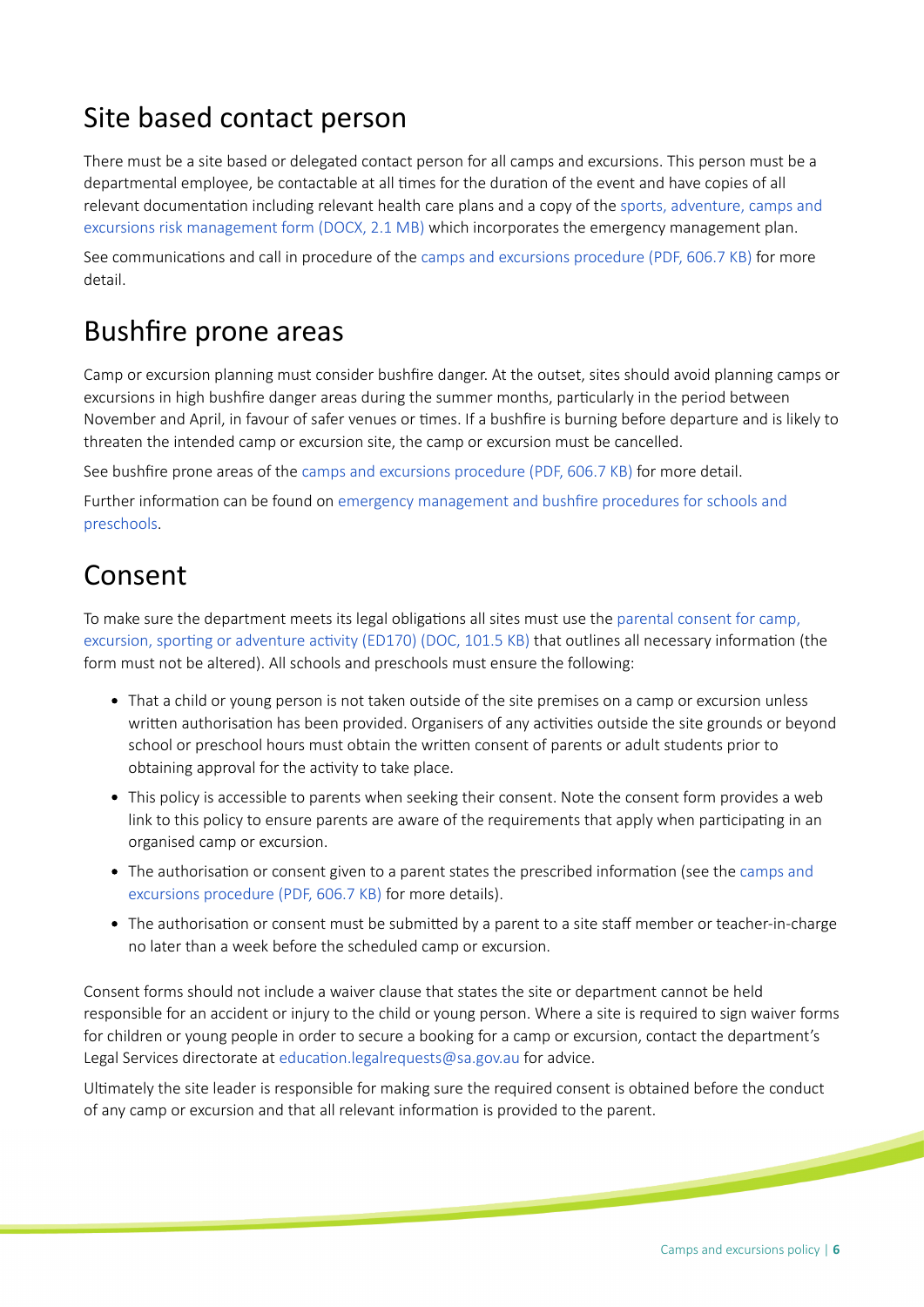## Site based contact person

There must be a site based or delegated contact person for all camps and excursions. This person must be a departmental employee, be contactable at all times for the duration of the event and have copies of all relevant documentation including relevant health care plans and a copy of the sports, adventure, camps and excursions risk management form (DOCX, 2.1 MB) which incorporates the emergency management plan.

See communications and call in procedure of the camps and excursions procedure (PDF, 606.7 KB) for more detail.

## Bushfire prone areas

Camp or excursion planning must consider bushfire danger. At the outset, sites should avoid planning camps or excursions in high bushfire danger areas during the summer months, particularly in the period between November and April, in favour of safer venues or times. If a bushfire is burning before departure and is likely to threaten the intended camp or excursion site, the camp or excursion must be cancelled.

See bushfire prone areas of the camps and excursions procedure (PDF, 606.7 KB) for more detail.

Further information can be found on emergency management and bushfire procedures for schools and preschools.

## Consent

To make sure the department meets its legal obligations all sites must use the parental consent for camp, excursion, sporting or adventure activity (ED170) (DOC, 101.5 KB) that outlines all necessary information (the form must not be altered). All schools and preschools must ensure the following:

- That a child or young person is not taken outside of the site premises on a camp or excursion unless written authorisation has been provided. Organisers of any activities outside the site grounds or beyond school or preschool hours must obtain the written consent of parents or adult students prior to obtaining approval for the activity to take place.
- This policy is accessible to parents when seeking their consent. Note the consent form provides a web link to this policy to ensure parents are aware of the requirements that apply when participating in an organised camp or excursion.
- The authorisation or consent given to a parent states the prescribed information (see the camps and excursions procedure (PDF, 606.7 KB) for more details).
- The authorisation or consent must be submitted by a parent to a site staff member or teacher-in-charge no later than a week before the scheduled camp or excursion.

Consent forms should not include a waiver clause that states the site or department cannot be held responsible for an accident or injury to the child or young person. Where a site is required to sign waiver forms for children or young people in order to secure a booking for a camp or excursion, contact the department's Legal Services directorate at education.legalrequests@sa.gov.au for advice.

Ultimately the site leader is responsible for making sure the required consent is obtained before the conduct of any camp or excursion and that all relevant information is provided to the parent.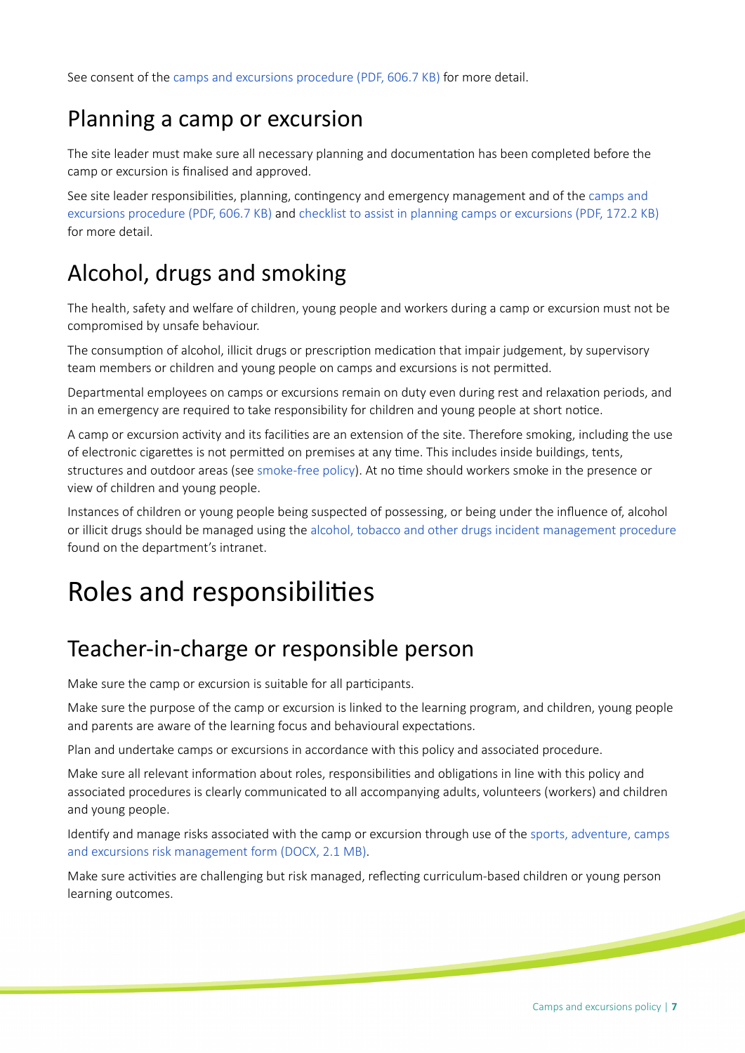See consent of the camps and excursions procedure (PDF, 606.7 KB) for more detail.

## Planning a camp or excursion

The site leader must make sure all necessary planning and documentation has been completed before the camp or excursion is finalised and approved.

See site leader responsibilities, planning, contingency and emergency management and of the camps and excursions procedure (PDF, 606.7 KB) and checklist to assist in planning camps or excursions (PDF, 172.2 KB) for more detail.

## Alcohol, drugs and smoking

The health, safety and welfare of children, young people and workers during a camp or excursion must not be compromised by unsafe behaviour.

The consumption of alcohol, illicit drugs or prescription medication that impair judgement, by supervisory team members or children and young people on camps and excursions is not permitted.

Departmental employees on camps or excursions remain on duty even during rest and relaxation periods, and in an emergency are required to take responsibility for children and young people at short notice.

A camp or excursion activity and its facilities are an extension of the site. Therefore smoking, including the use of electronic cigarettes is not permitted on premises at any time. This includes inside buildings, tents, structures and outdoor areas (see smoke-free policy). At no time should workers smoke in the presence or view of children and young people.

Instances of children or young people being suspected of possessing, or being under the influence of, alcohol or illicit drugs should be managed using the alcohol, tobacco and other drugs incident management procedure found on the department's intranet.

# Roles and responsibilities

## Teacher-in-charge or responsible person

Make sure the camp or excursion is suitable for all participants.

Make sure the purpose of the camp or excursion is linked to the learning program, and children, young people and parents are aware of the learning focus and behavioural expectations.

Plan and undertake camps or excursions in accordance with this policy and associated procedure.

Make sure all relevant information about roles, responsibilities and obligations in line with this policy and associated procedures is clearly communicated to all accompanying adults, volunteers (workers) and children and young people.

Identify and manage risks associated with the camp or excursion through use of the sports, adventure, camps and excursions risk management form (DOCX, 2.1 MB).

Make sure activities are challenging but risk managed, reflecting curriculum-based children or young person learning outcomes.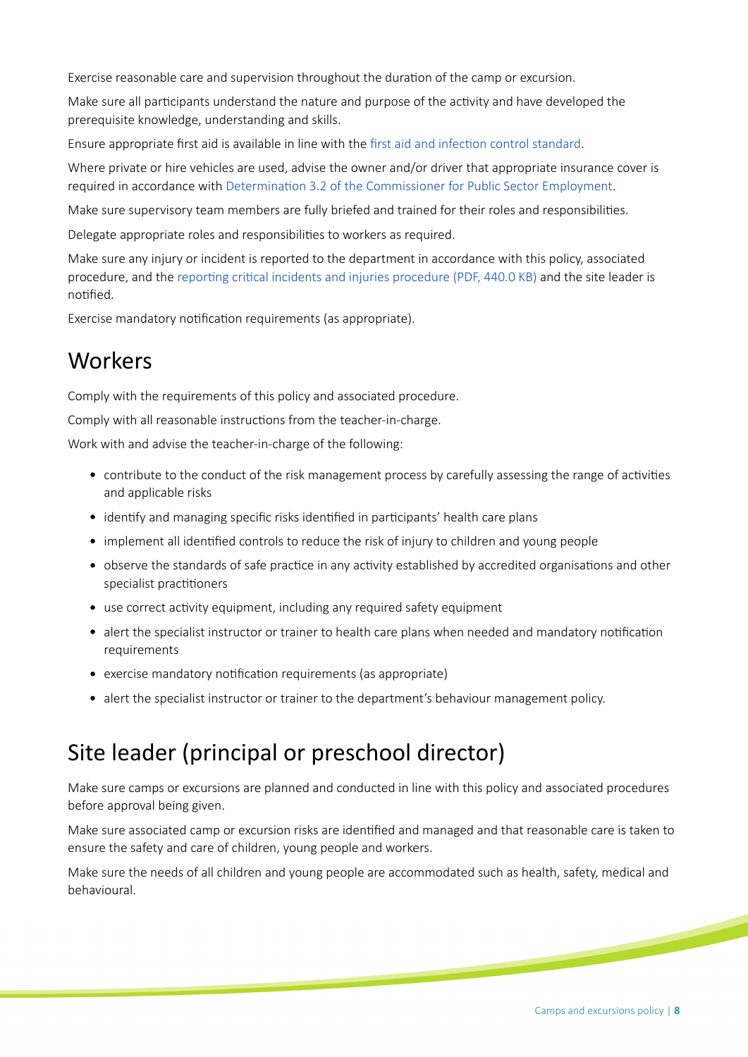Exercise reasonable care and supervision throughout the duration of the camp or excursion.

Make sure all participants understand the nature and purpose of the activity and have developed the prerequisite knowledge, understanding and skills.

Ensure appropriate first aid is available in line with the first aid and infection control standard.

Where private or hire vehicles are used, advise the owner and/or driver that appropriate insurance cover is required in accordance with Determination 3.2 of the Commissioner for Public Sector Employment.

Make sure supervisory team members are fully briefed and trained for their roles and responsibilities.

Delegate appropriate roles and responsibilities to workers as required.

Make sure any injury or incident is reported to the department in accordance with this policy, associated procedure, and the reporting critical incidents and injuries procedure (PDF, 440.0 KB) and the site leader is notified.

Exercise mandatory notification requirements (as appropriate).

## Workers

Comply with the requirements of this policy and associated procedure.

Comply with all reasonable instructions from the teacher-in-charge.

Work with and advise the teacher-in-charge of the following:

- contribute to the conduct of the risk management process by carefully assessing the range of activities and applicable risks
- identify and managing specific risks identified in participants' health care plans
- implement all identified controls to reduce the risk of injury to children and young people
- observe the standards of safe practice in any activity established by accredited organisations and other specialist practitioners
- use correct activity equipment, including any required safety equipment
- alert the specialist instructor or trainer to health care plans when needed and mandatory notification requirements
- exercise mandatory notification requirements (as appropriate)
- alert the specialist instructor or trainer to the department's behaviour management policy.

## Site leader (principal or preschool director)

Make sure camps or excursions are planned and conducted in line with this policy and associated procedures before approval being given.

Make sure associated camp or excursion risks are identified and managed and that reasonable care is taken to ensure the safety and care of children, young people and workers.

Make sure the needs of all children and young people are accommodated such as health, safety, medical and behavioural.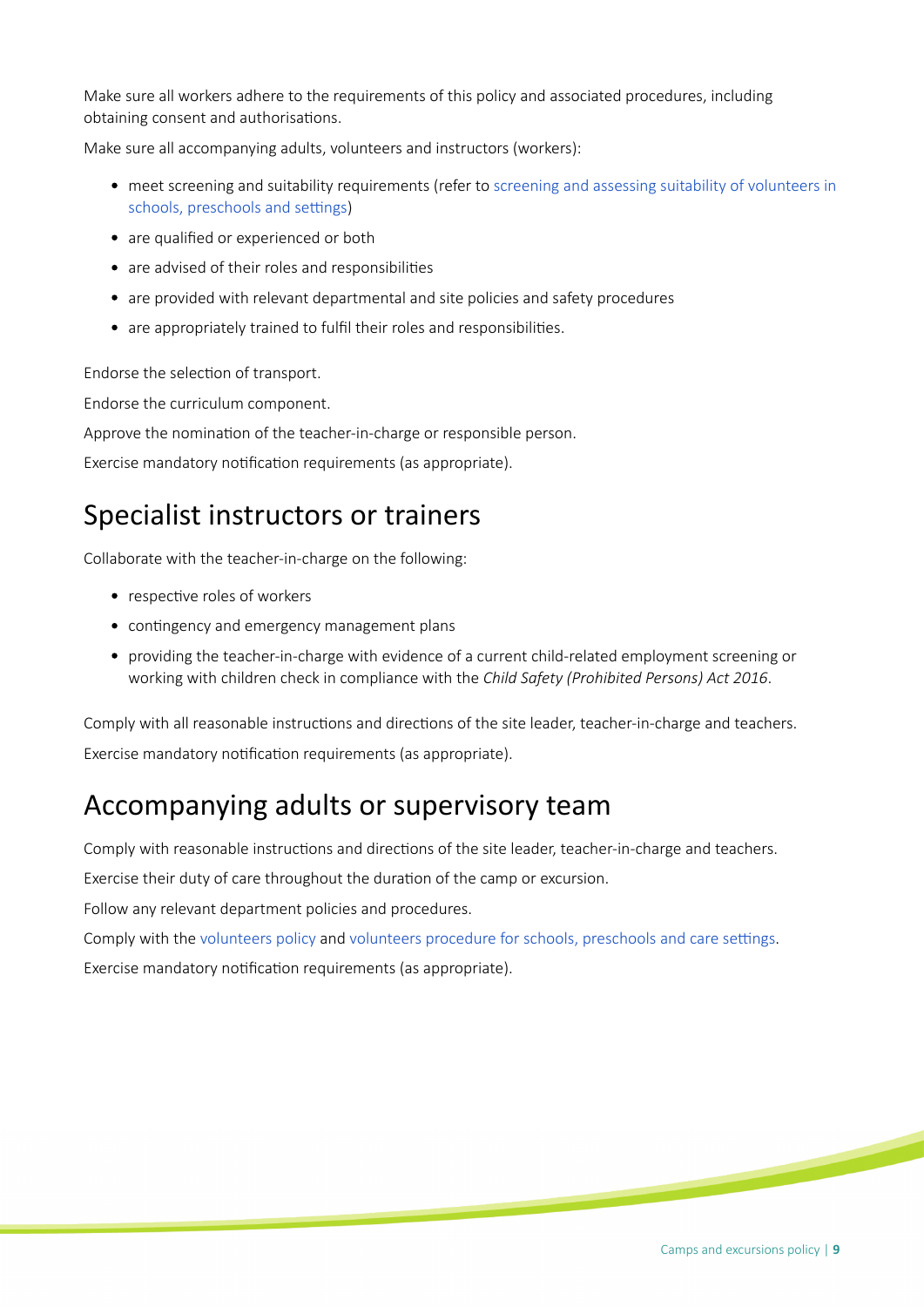Make sure all workers adhere to the requirements of this policy and associated procedures, including obtaining consent and authorisations.

Make sure all accompanying adults, volunteers and instructors (workers):

- meet screening and suitability requirements (refer to screening and assessing suitability of volunteers in schools, preschools and settings)
- are qualified or experienced or both
- are advised of their roles and responsibilities
- are provided with relevant departmental and site policies and safety procedures
- are appropriately trained to fulfil their roles and responsibilities.

Endorse the selection of transport.

Endorse the curriculum component.

Approve the nomination of the teacher-in-charge or responsible person.

Exercise mandatory notification requirements (as appropriate).

## Specialist instructors or trainers

Collaborate with the teacher-in-charge on the following:

- respective roles of workers
- contingency and emergency management plans
- providing the teacher-in-charge with evidence of a current child-related employment screening or working with children check in compliance with the *Child Safety (Prohibited Persons) Act 2016*.

Comply with all reasonable instructions and directions of the site leader, teacher-in-charge and teachers.

Exercise mandatory notification requirements (as appropriate).

## Accompanying adults or supervisory team

Comply with reasonable instructions and directions of the site leader, teacher-in-charge and teachers.

Exercise their duty of care throughout the duration of the camp or excursion.

Follow any relevant department policies and procedures.

Comply with the volunteers policy and volunteers procedure for schools, preschools and care settings.

Exercise mandatory notification requirements (as appropriate).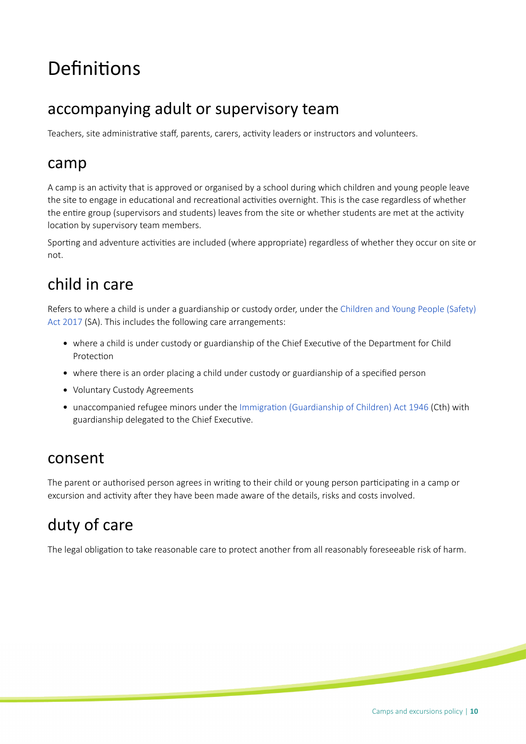# Definitions

## accompanying adult or supervisory team

Teachers, site administrative staff, parents, carers, activity leaders or instructors and volunteers.

## camp

A camp is an activity that is approved or organised by a school during which children and young people leave the site to engage in educational and recreational activities overnight. This is the case regardless of whether the entire group (supervisors and students) leaves from the site or whether students are met at the activity location by supervisory team members.

Sporting and adventure activities are included (where appropriate) regardless of whether they occur on site or not.

## child in care

Refers to where a child is under a guardianship or custody order, under the Children and Young People (Safety) Act 2017 (SA). This includes the following care arrangements:

- where a child is under custody or guardianship of the Chief Executive of the Department for Child Protection
- where there is an order placing a child under custody or guardianship of a specified person
- Voluntary Custody Agreements
- unaccompanied refugee minors under the Immigration (Guardianship of Children) Act 1946 (Cth) with guardianship delegated to the Chief Executive.

## consent

The parent or authorised person agrees in writing to their child or young person participating in a camp or excursion and activity after they have been made aware of the details, risks and costs involved.

## duty of care

The legal obligation to take reasonable care to protect another from all reasonably foreseeable risk of harm.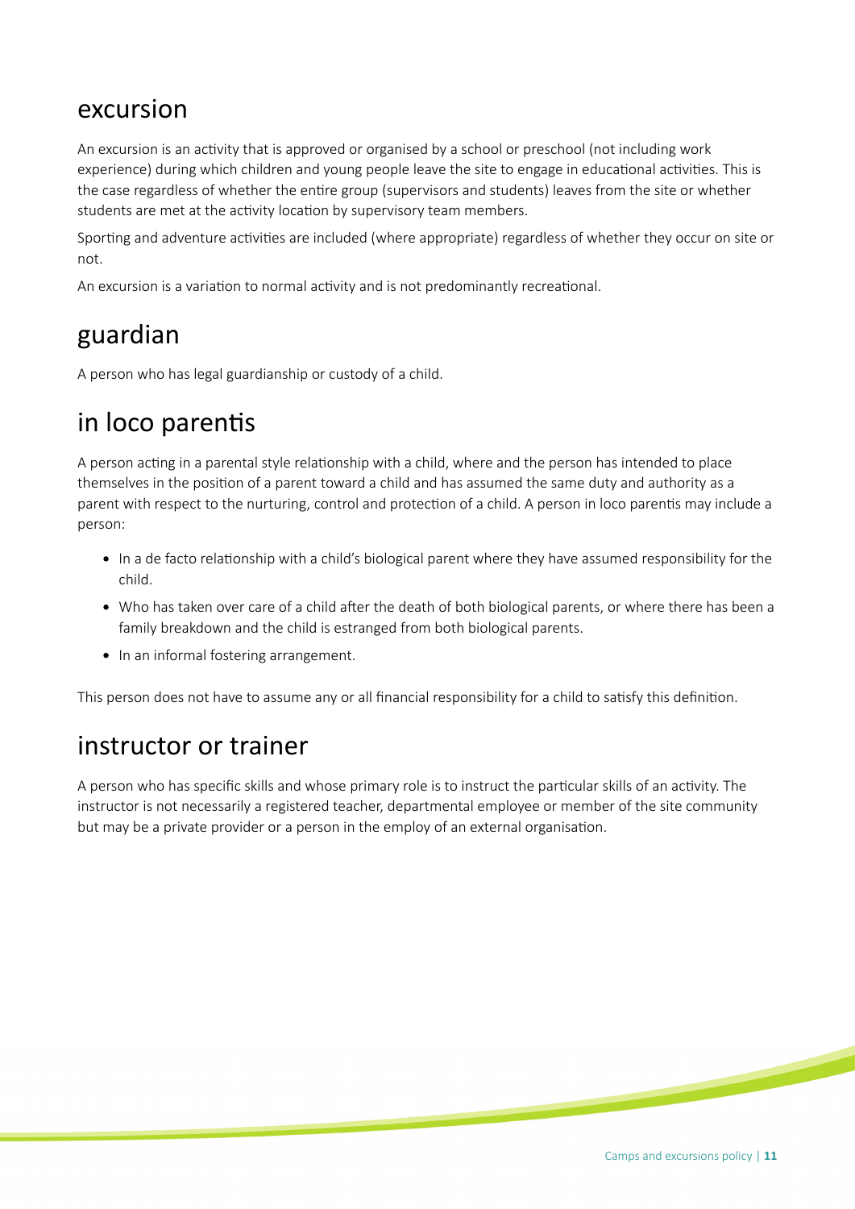## excursion

An excursion is an activity that is approved or organised by a school or preschool (not including work experience) during which children and young people leave the site to engage in educational activities. This is the case regardless of whether the entire group (supervisors and students) leaves from the site or whether students are met at the activity location by supervisory team members.

Sporting and adventure activities are included (where appropriate) regardless of whether they occur on site or not.

An excursion is a variation to normal activity and is not predominantly recreational.

## guardian

A person who has legal guardianship or custody of a child.

## in loco parentis

A person acting in a parental style relationship with a child, where and the person has intended to place themselves in the position of a parent toward a child and has assumed the same duty and authority as a parent with respect to the nurturing, control and protection of a child. A person in loco parentis may include a person:

- In a de facto relationship with a child's biological parent where they have assumed responsibility for the child.
- Who has taken over care of a child after the death of both biological parents, or where there has been a family breakdown and the child is estranged from both biological parents.
- In an informal fostering arrangement.

This person does not have to assume any or all financial responsibility for a child to satisfy this definition.

## instructor or trainer

A person who has specific skills and whose primary role is to instruct the particular skills of an activity. The instructor is not necessarily a registered teacher, departmental employee or member of the site community but may be a private provider or a person in the employ of an external organisation.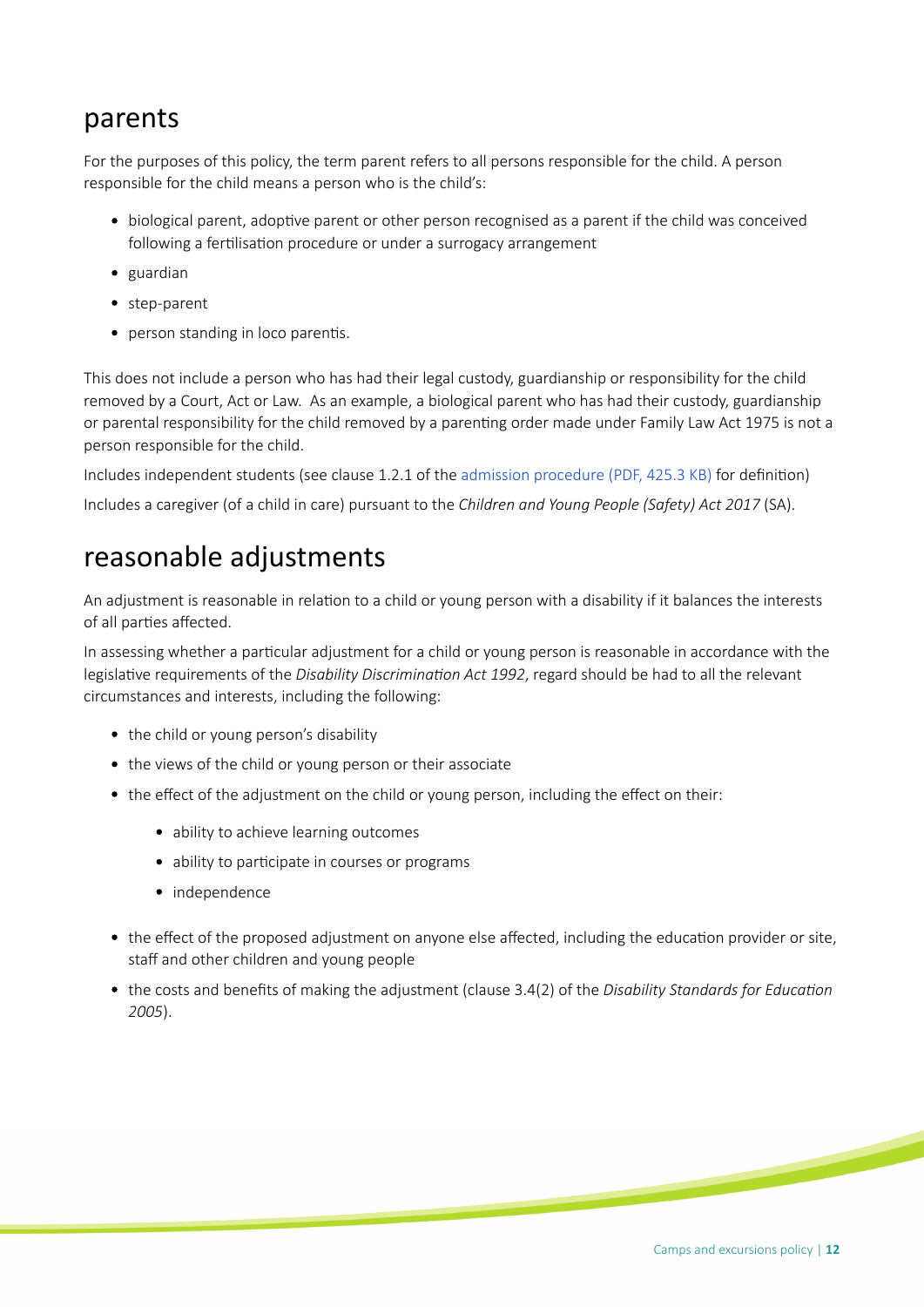## parents

For the purposes of this policy, the term parent refers to all persons responsible for the child. A person responsible for the child means a person who is the child's:

- biological parent, adoptive parent or other person recognised as a parent if the child was conceived following a fertilisation procedure or under a surrogacy arrangement
- guardian
- step-parent
- person standing in loco parentis.

This does not include a person who has had their legal custody, guardianship or responsibility for the child removed by a Court, Act or Law. As an example, a biological parent who has had their custody, guardianship or parental responsibility for the child removed by a parenting order made under Family Law Act 1975 is not a person responsible for the child.

Includes independent students (see clause 1.2.1 of the admission procedure (PDF, 425.3 KB) for definition)

Includes a caregiver (of a child in care) pursuant to the *Children and Young People (Safety) Act 2017* (SA).

## reasonable adjustments

An adjustment is reasonable in relation to a child or young person with a disability if it balances the interests of all parties affected.

In assessing whether a particular adjustment for a child or young person is reasonable in accordance with the legislative requirements of the *Disability Discrimination Act 1992*, regard should be had to all the relevant circumstances and interests, including the following:

- the child or young person's disability
- the views of the child or young person or their associate
- the effect of the adjustment on the child or young person, including the effect on their:
  - ability to achieve learning outcomes
  - ability to participate in courses or programs
  - independence
- the effect of the proposed adjustment on anyone else affected, including the education provider or site, staff and other children and young people
- the costs and benefits of making the adjustment (clause 3.4(2) of the *Disability Standards for Education 2005*).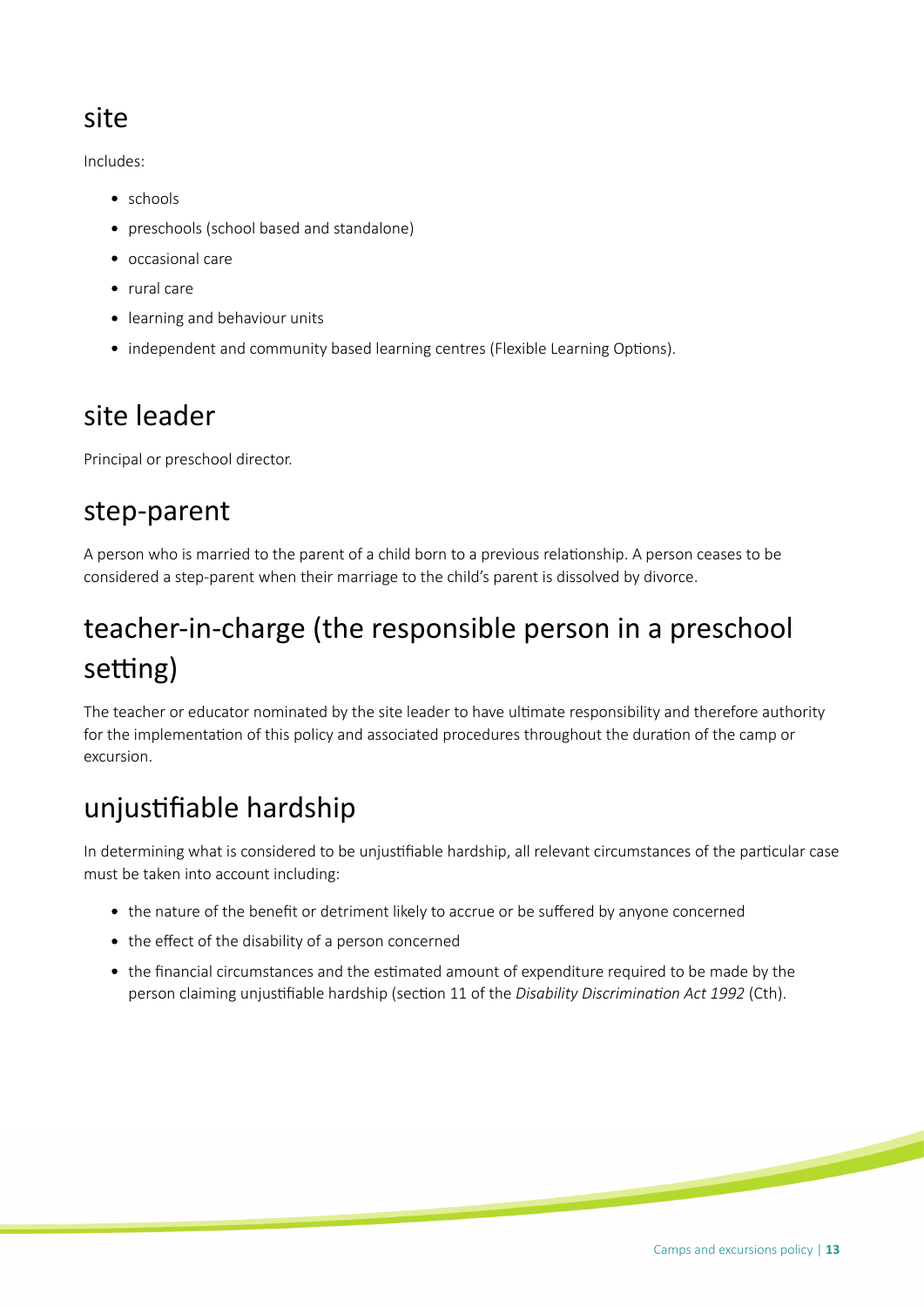## site

Includes:

- schools
- preschools (school based and standalone)
- occasional care
- rural care
- learning and behaviour units
- independent and community based learning centres (Flexible Learning Options).

## site leader

Principal or preschool director.

## step-parent

A person who is married to the parent of a child born to a previous relationship. A person ceases to be considered a step-parent when their marriage to the child's parent is dissolved by divorce.

## teacher-in-charge (the responsible person in a preschool setting)

The teacher or educator nominated by the site leader to have ultimate responsibility and therefore authority for the implementation of this policy and associated procedures throughout the duration of the camp or excursion.

## unjustifiable hardship

In determining what is considered to be unjustifiable hardship, all relevant circumstances of the particular case must be taken into account including:

- the nature of the benefit or detriment likely to accrue or be suffered by anyone concerned
- the effect of the disability of a person concerned
- the financial circumstances and the estimated amount of expenditure required to be made by the person claiming unjustifiable hardship (section 11 of the *Disability Discrimination Act 1992* (Cth).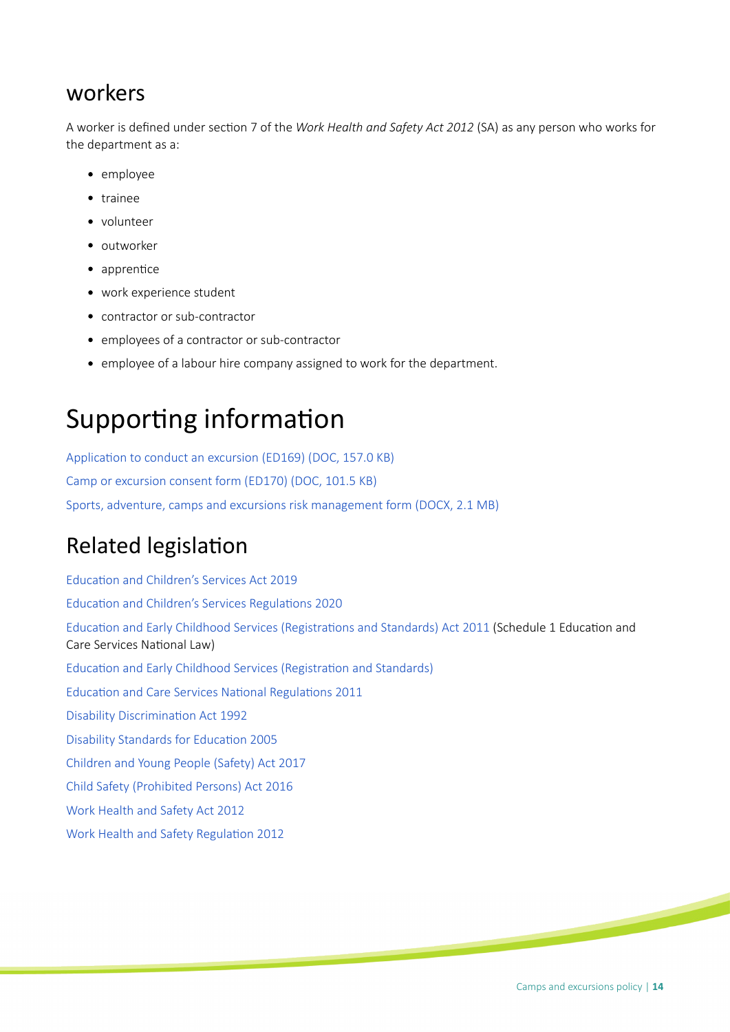### workers

A worker is defined under section 7 of the *Work Health and Safety Act 2012* (SA) as any person who works for the department as a:

- employee
- trainee
- volunteer
- outworker
- apprentice
- work experience student
- contractor or sub-contractor
- employees of a contractor or sub-contractor
- employee of a labour hire company assigned to work for the department.

# Supporting information

Application to conduct an excursion (ED169) (DOC, 157.0 KB)

Camp or excursion consent form (ED170) (DOC, 101.5 KB)

Sports, adventure, camps and excursions risk management form (DOCX, 2.1 MB)

## Related legislation

Education and Children's Services Act 2019

Education and Children's Services Regulations 2020

Education and Early Childhood Services (Registrations and Standards) Act 2011 (Schedule 1 Education and Care Services National Law)

Education and Early Childhood Services (Registration and Standards)

Education and Care Services National Regulations 2011

Disability Discrimination Act 1992

Disability Standards for Education 2005

Children and Young People (Safety) Act 2017

Child Safety (Prohibited Persons) Act 2016

Work Health and Safety Act 2012

Work Health and Safety Regulation 2012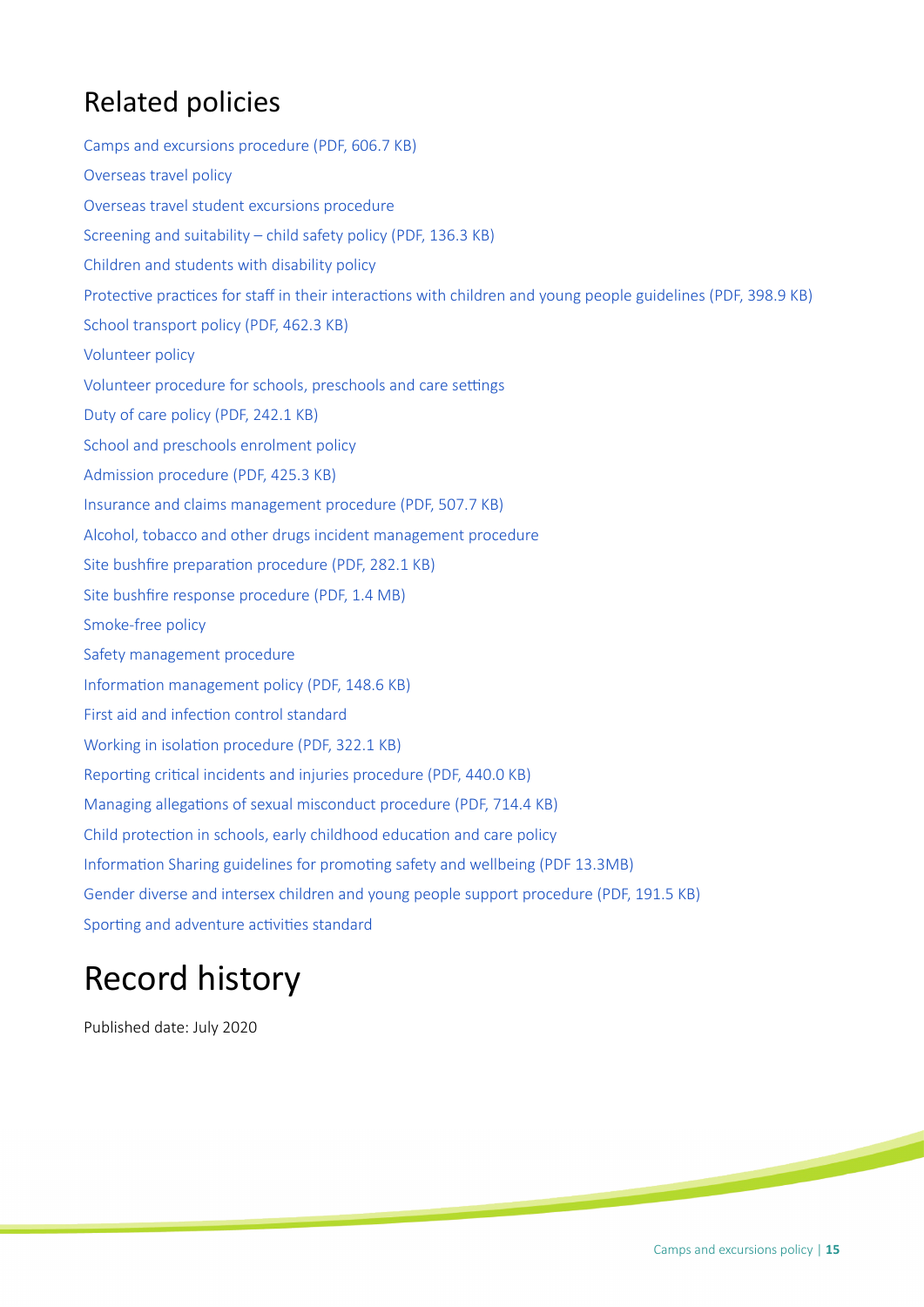## Related policies

Camps and excursions procedure (PDF, 606.7 KB)

Overseas travel policy

Overseas travel student excursions procedure

Screening and suitability – child safety policy (PDF, 136.3 KB)

Children and students with disability policy

Protective practices for staff in their interactions with children and young people guidelines (PDF, 398.9 KB)

School transport policy (PDF, 462.3 KB)

Volunteer policy

Volunteer procedure for schools, preschools and care settings

Duty of care policy (PDF, 242.1 KB)

School and preschools enrolment policy

Admission procedure (PDF, 425.3 KB)

Insurance and claims management procedure (PDF, 507.7 KB)

Alcohol, tobacco and other drugs incident management procedure

Site bushfire preparation procedure (PDF, 282.1 KB)

Site bushfire response procedure (PDF, 1.4 MB)

Smoke-free policy

Safety management procedure

Information management policy (PDF, 148.6 KB)

First aid and infection control standard

Working in isolation procedure (PDF, 322.1 KB)

Reporting critical incidents and injuries procedure (PDF, 440.0 KB)

Managing allegations of sexual misconduct procedure (PDF, 714.4 KB)

Child protection in schools, early childhood education and care policy

Information Sharing guidelines for promoting safety and wellbeing (PDF 13.3MB)

Gender diverse and intersex children and young people support procedure (PDF, 191.5 KB)

Sporting and adventure activities standard

# Record history

Published date: July 2020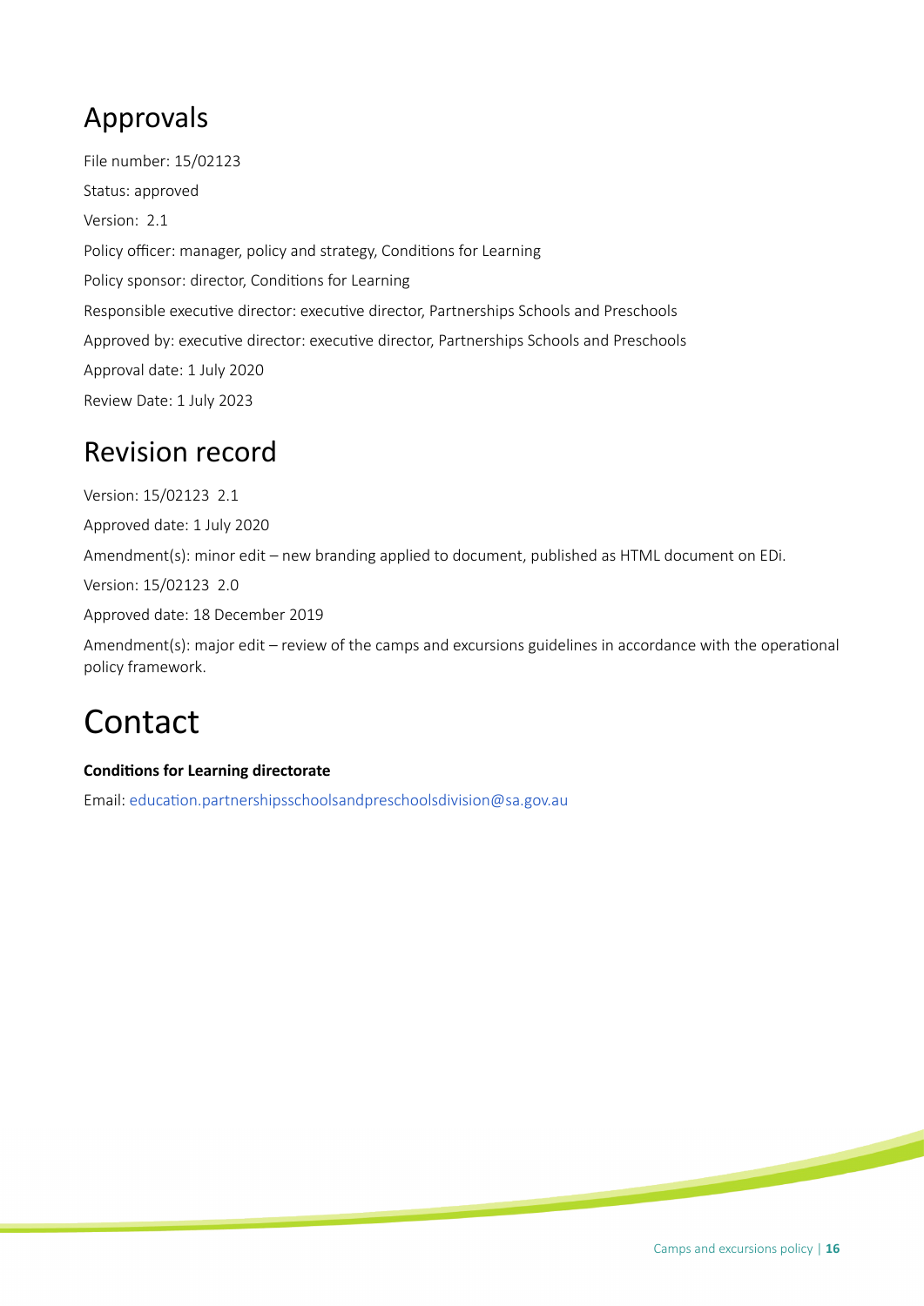## Approvals

File number: 15/02123

Status: approved

Version: 2.1

Policy officer: manager, policy and strategy, Conditions for Learning

Policy sponsor: director, Conditions for Learning

Responsible executive director: executive director, Partnerships Schools and Preschools

Approved by: executive director: executive director, Partnerships Schools and Preschools

Approval date: 1 July 2020

Review Date: 1 July 2023

## Revision record

Version: 15/02123 2.1

Approved date: 1 July 2020

Amendment(s): minor edit – new branding applied to document, published as HTML document on EDi.

Version: 15/02123 2.0

Approved date: 18 December 2019

Amendment(s): major edit – review of the camps and excursions guidelines in accordance with the operational policy framework.

# Contact

**Conditions for Learning directorate**

Email: education.partnershipsschoolsandpreschoolsdivision@sa.gov.au